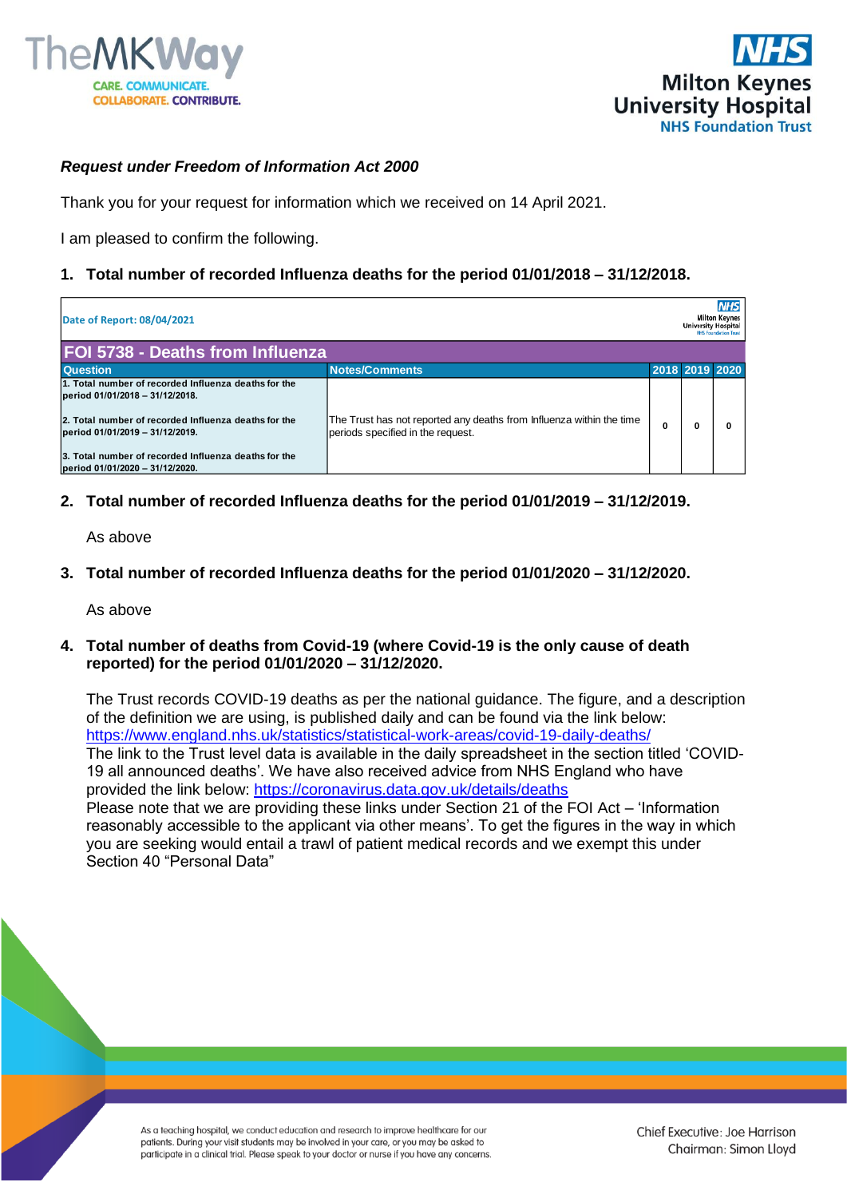*Request under Freedom of Information Act 2000*

Thank you for your request for information which we received on 14 April 2021.

I am pleased to confirm the following.

1. **Total number of recorded Influenza deaths for the period 01/01/2018 – 31/12/2018.**

Date of Report: 08/04/2021

**FOI 5738 - Deaths from Influenza**

| Question | Notes/Comments | 2018 | 2019 | 2020 |
|---|---|---|---|---|
| 1. Total number of recorded Influenza deaths for the period 01/01/2018 – 31/12/2018. 2. Total number of recorded Influenza deaths for the period 01/01/2019 – 31/12/2019. 3. Total number of recorded Influenza deaths for the period 01/01/2020 – 31/12/2020. | The Trust has not reported any deaths from Influenza within the time periods specified in the request. | 0 | 0 | 0 |

2. **Total number of recorded Influenza deaths for the period 01/01/2019 – 31/12/2019.**

   As above

3. **Total number of recorded Influenza deaths for the period 01/01/2020 – 31/12/2020.**

   As above

4. **Total number of deaths from Covid-19 (where Covid-19 is the only cause of death reported) for the period 01/01/2020 – 31/12/2020.**

   The Trust records COVID-19 deaths as per the national guidance. The figure, and a description of the definition we are using, is published daily and can be found via the link below:
   https://www.england.nhs.uk/statistics/statistical-work-areas/covid-19-daily-deaths/
   The link to the Trust level data is available in the daily spreadsheet in the section titled 'COVID-19 all announced deaths'. We have also received advice from NHS England who have provided the link below: https://coronavirus.data.gov.uk/details/deaths
   Please note that we are providing these links under Section 21 of the FOI Act – 'Information reasonably accessible to the applicant via other means'. To get the figures in the way in which you are seeking would entail a trawl of patient medical records and we exempt this under Section 40 "Personal Data"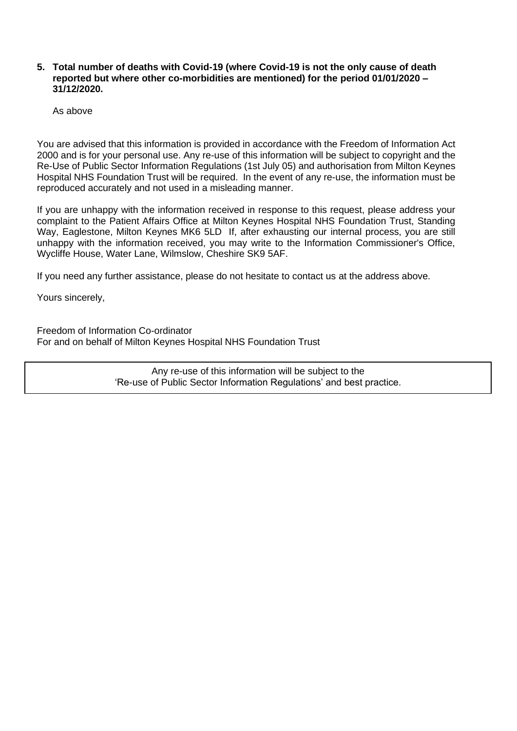5. **Total number of deaths with Covid-19 (where Covid-19 is not the only cause of death reported but where other co-morbidities are mentioned) for the period 01/01/2020 – 31/12/2020.**

   As above

You are advised that this information is provided in accordance with the Freedom of Information Act 2000 and is for your personal use. Any re-use of this information will be subject to copyright and the Re-Use of Public Sector Information Regulations (1st July 05) and authorisation from Milton Keynes Hospital NHS Foundation Trust will be required. In the event of any re-use, the information must be reproduced accurately and not used in a misleading manner.

If you are unhappy with the information received in response to this request, please address your complaint to the Patient Affairs Office at Milton Keynes Hospital NHS Foundation Trust, Standing Way, Eaglestone, Milton Keynes MK6 5LD If, after exhausting our internal process, you are still unhappy with the information received, you may write to the Information Commissioner's Office, Wycliffe House, Water Lane, Wilmslow, Cheshire SK9 5AF.

If you need any further assistance, please do not hesitate to contact us at the address above.

Yours sincerely,

Freedom of Information Co-ordinator
For and on behalf of Milton Keynes Hospital NHS Foundation Trust

Any re-use of this information will be subject to the
'Re-use of Public Sector Information Regulations' and best practice.